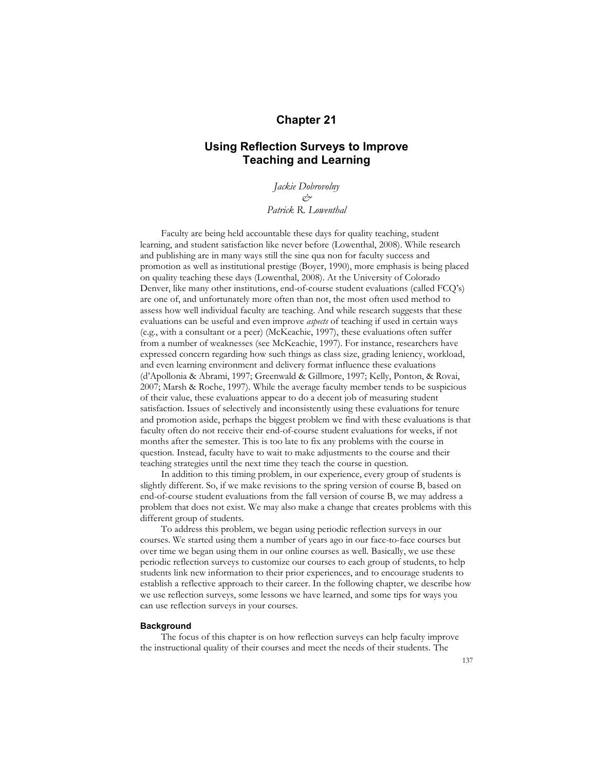# Chapter 21

## Using Reflection Surveys to Improve Teaching and Learning

*Jackie Dobrovolny*
*&*
*Patrick R. Lowenthal*

Faculty are being held accountable these days for quality teaching, student learning, and student satisfaction like never before (Lowenthal, 2008). While research and publishing are in many ways still the sine qua non for faculty success and promotion as well as institutional prestige (Boyer, 1990), more emphasis is being placed on quality teaching these days (Lowenthal, 2008). At the University of Colorado Denver, like many other institutions, end-of-course student evaluations (called FCQ's) are one of, and unfortunately more often than not, the most often used method to assess how well individual faculty are teaching. And while research suggests that these evaluations can be useful and even improve *aspects* of teaching if used in certain ways (e.g., with a consultant or a peer) (McKeachie, 1997), these evaluations often suffer from a number of weaknesses (see McKeachie, 1997). For instance, researchers have expressed concern regarding how such things as class size, grading leniency, workload, and even learning environment and delivery format influence these evaluations (d'Apollonia & Abrami, 1997; Greenwald & Gillmore, 1997; Kelly, Ponton, & Rovai, 2007; Marsh & Roche, 1997). While the average faculty member tends to be suspicious of their value, these evaluations appear to do a decent job of measuring student satisfaction. Issues of selectively and inconsistently using these evaluations for tenure and promotion aside, perhaps the biggest problem we find with these evaluations is that faculty often do not receive their end-of-course student evaluations for weeks, if not months after the semester. This is too late to fix any problems with the course in question. Instead, faculty have to wait to make adjustments to the course and their teaching strategies until the next time they teach the course in question.

In addition to this timing problem, in our experience, every group of students is slightly different. So, if we make revisions to the spring version of course B, based on end-of-course student evaluations from the fall version of course B, we may address a problem that does not exist. We may also make a change that creates problems with this different group of students.

To address this problem, we began using periodic reflection surveys in our courses. We started using them a number of years ago in our face-to-face courses but over time we began using them in our online courses as well. Basically, we use these periodic reflection surveys to customize our courses to each group of students, to help students link new information to their prior experiences, and to encourage students to establish a reflective approach to their career. In the following chapter, we describe how we use reflection surveys, some lessons we have learned, and some tips for ways you can use reflection surveys in your courses.

### Background

The focus of this chapter is on how reflection surveys can help faculty improve the instructional quality of their courses and meet the needs of their students. The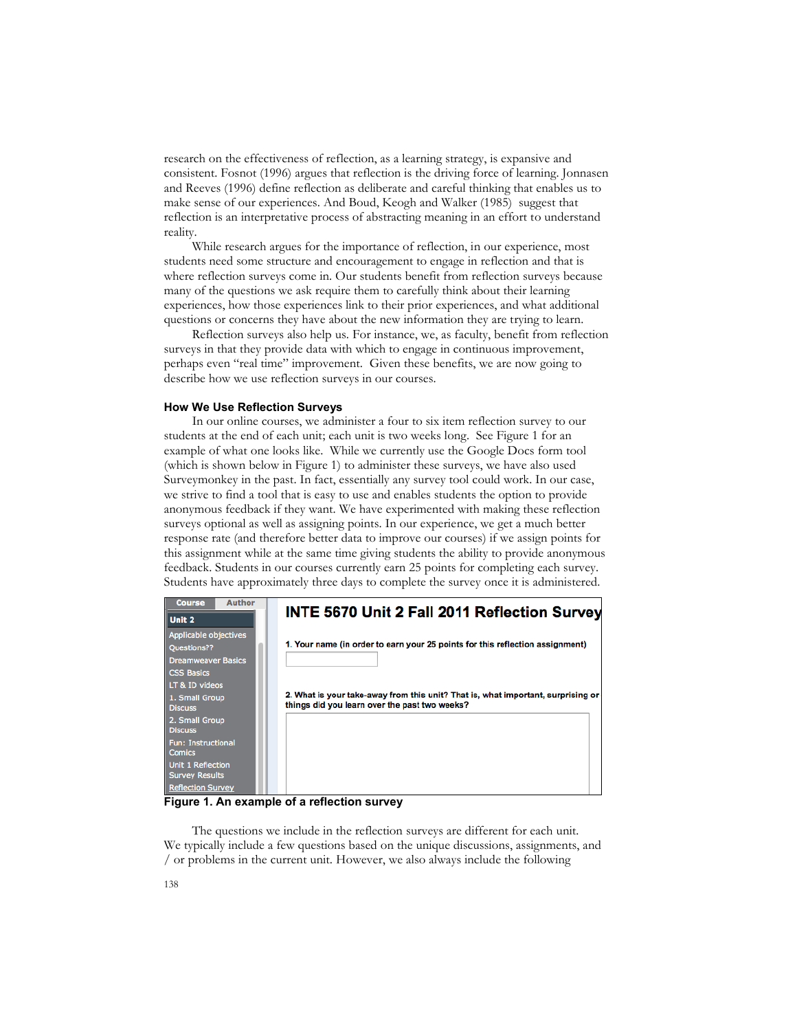research on the effectiveness of reflection, as a learning strategy, is expansive and consistent. Fosnot (1996) argues that reflection is the driving force of learning. Jonnasen and Reeves (1996) define reflection as deliberate and careful thinking that enables us to make sense of our experiences. And Boud, Keogh and Walker (1985) suggest that reflection is an interpretative process of abstracting meaning in an effort to understand reality.

While research argues for the importance of reflection, in our experience, most students need some structure and encouragement to engage in reflection and that is where reflection surveys come in. Our students benefit from reflection surveys because many of the questions we ask require them to carefully think about their learning experiences, how those experiences link to their prior experiences, and what additional questions or concerns they have about the new information they are trying to learn.

Reflection surveys also help us. For instance, we, as faculty, benefit from reflection surveys in that they provide data with which to engage in continuous improvement, perhaps even "real time" improvement. Given these benefits, we are now going to describe how we use reflection surveys in our courses.

#### How We Use Reflection Surveys

In our online courses, we administer a four to six item reflection survey to our students at the end of each unit; each unit is two weeks long. See Figure 1 for an example of what one looks like. While we currently use the Google Docs form tool (which is shown below in Figure 1) to administer these surveys, we have also used Surveymonkey in the past. In fact, essentially any survey tool could work. In our case, we strive to find a tool that is easy to use and enables students the option to provide anonymous feedback if they want. We have experimented with making these reflection surveys optional as well as assigning points. In our experience, we get a much better response rate (and therefore better data to improve our courses) if we assign points for this assignment while at the same time giving students the ability to provide anonymous feedback. Students in our courses currently earn 25 points for completing each survey. Students have approximately three days to complete the survey once it is administered.

**Figure 1. An example of a reflection survey**

The questions we include in the reflection surveys are different for each unit. We typically include a few questions based on the unique discussions, assignments, and / or problems in the current unit. However, we also always include the following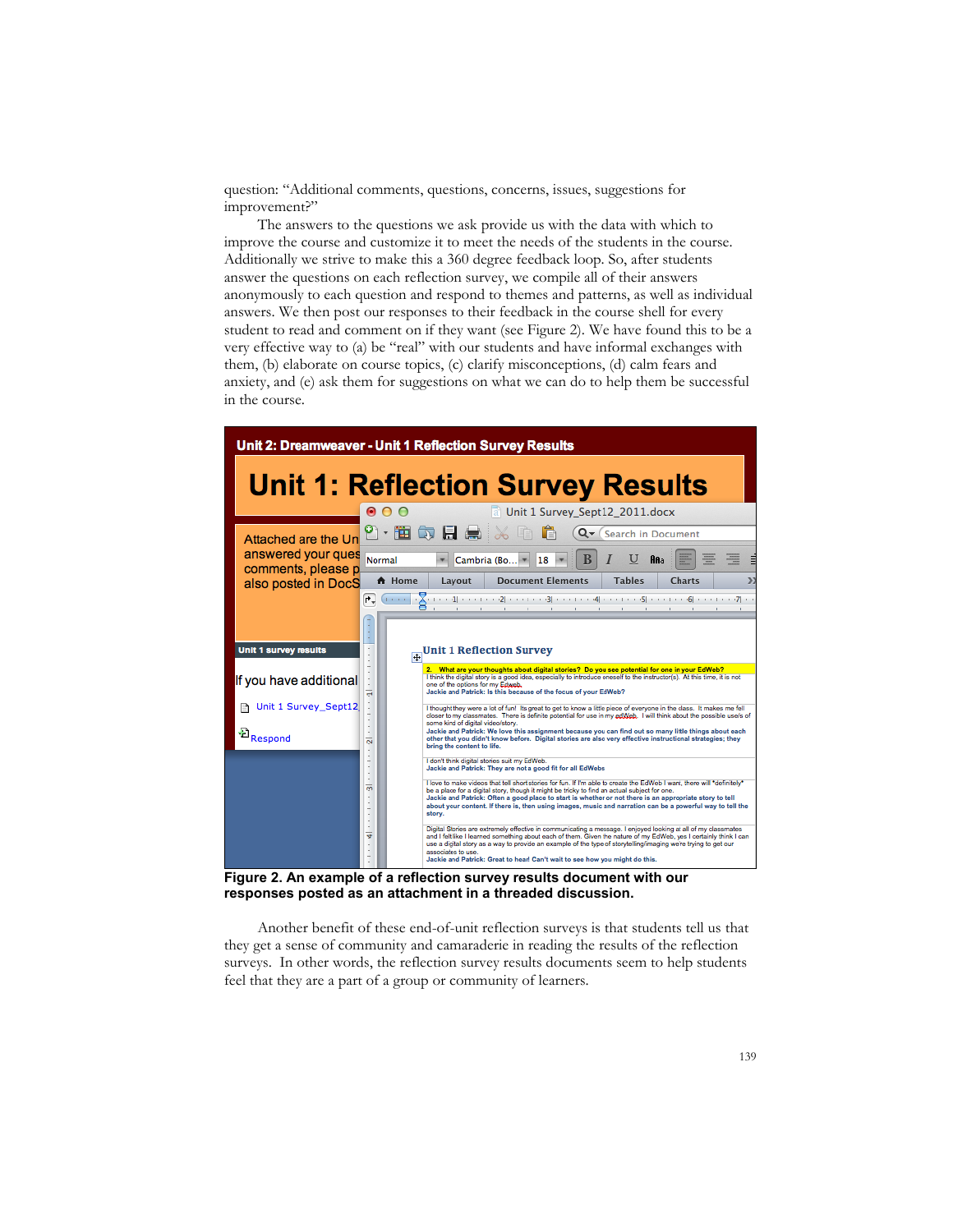question: "Additional comments, questions, concerns, issues, suggestions for improvement?"

The answers to the questions we ask provide us with the data with which to improve the course and customize it to meet the needs of the students in the course. Additionally we strive to make this a 360 degree feedback loop. So, after students answer the questions on each reflection survey, we compile all of their answers anonymously to each question and respond to themes and patterns, as well as individual answers. We then post our responses to their feedback in the course shell for every student to read and comment on if they want (see Figure 2). We have found this to be a very effective way to (a) be "real" with our students and have informal exchanges with them, (b) elaborate on course topics, (c) clarify misconceptions, (d) calm fears and anxiety, and (e) ask them for suggestions on what we can do to help them be successful in the course.

**Figure 2. An example of a reflection survey results document with our responses posted as an attachment in a threaded discussion.**

Another benefit of these end-of-unit reflection surveys is that students tell us that they get a sense of community and camaraderie in reading the results of the reflection surveys. In other words, the reflection survey results documents seem to help students feel that they are a part of a group or community of learners.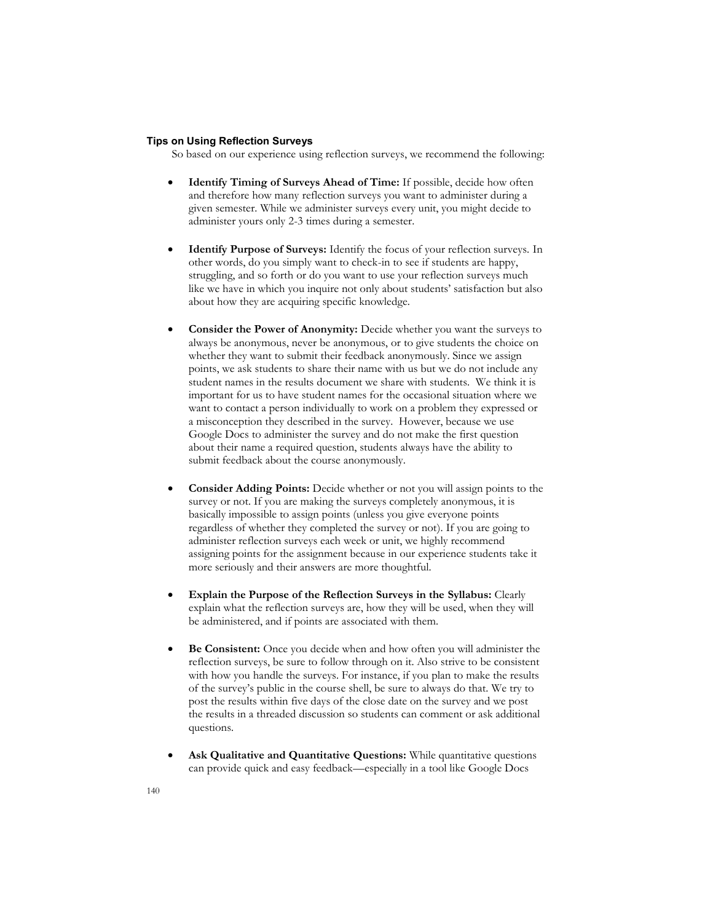### Tips on Using Reflection Surveys

So based on our experience using reflection surveys, we recommend the following:

- **Identify Timing of Surveys Ahead of Time:** If possible, decide how often and therefore how many reflection surveys you want to administer during a given semester. While we administer surveys every unit, you might decide to administer yours only 2-3 times during a semester.

- **Identify Purpose of Surveys:** Identify the focus of your reflection surveys. In other words, do you simply want to check-in to see if students are happy, struggling, and so forth or do you want to use your reflection surveys much like we have in which you inquire not only about students' satisfaction but also about how they are acquiring specific knowledge.

- **Consider the Power of Anonymity:** Decide whether you want the surveys to always be anonymous, never be anonymous, or to give students the choice on whether they want to submit their feedback anonymously. Since we assign points, we ask students to share their name with us but we do not include any student names in the results document we share with students. We think it is important for us to have student names for the occasional situation where we want to contact a person individually to work on a problem they expressed or a misconception they described in the survey. However, because we use Google Docs to administer the survey and do not make the first question about their name a required question, students always have the ability to submit feedback about the course anonymously.

- **Consider Adding Points:** Decide whether or not you will assign points to the survey or not. If you are making the surveys completely anonymous, it is basically impossible to assign points (unless you give everyone points regardless of whether they completed the survey or not). If you are going to administer reflection surveys each week or unit, we highly recommend assigning points for the assignment because in our experience students take it more seriously and their answers are more thoughtful.

- **Explain the Purpose of the Reflection Surveys in the Syllabus:** Clearly explain what the reflection surveys are, how they will be used, when they will be administered, and if points are associated with them.

- **Be Consistent:** Once you decide when and how often you will administer the reflection surveys, be sure to follow through on it. Also strive to be consistent with how you handle the surveys. For instance, if you plan to make the results of the survey's public in the course shell, be sure to always do that. We try to post the results within five days of the close date on the survey and we post the results in a threaded discussion so students can comment or ask additional questions.

- **Ask Qualitative and Quantitative Questions:** While quantitative questions can provide quick and easy feedback—especially in a tool like Google Docs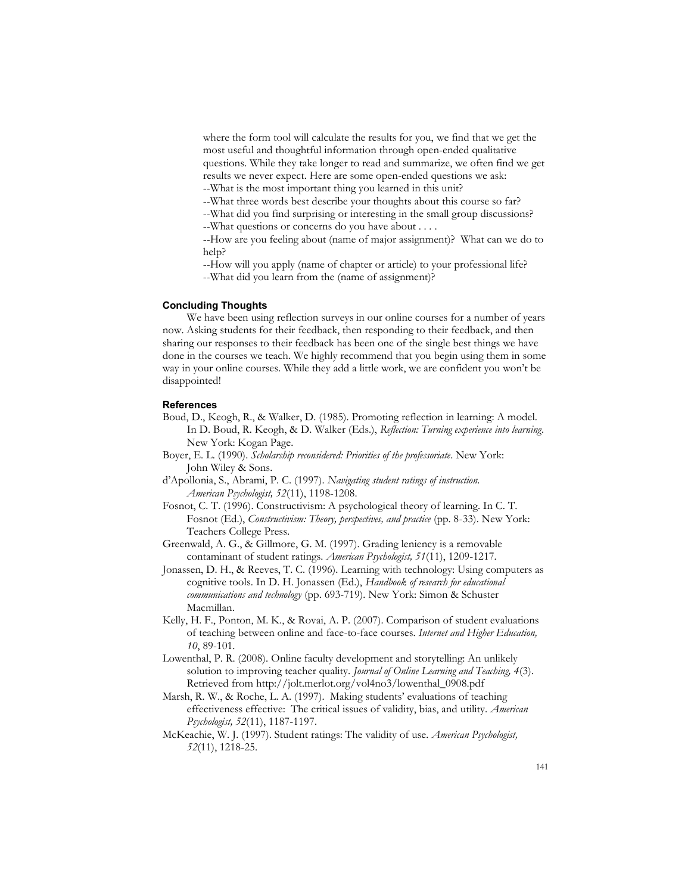where the form tool will calculate the results for you, we find that we get the most useful and thoughtful information through open-ended qualitative questions. While they take longer to read and summarize, we often find we get results we never expect. Here are some open-ended questions we ask:

--What is the most important thing you learned in this unit?

--What three words best describe your thoughts about this course so far?

--What did you find surprising or interesting in the small group discussions?

--What questions or concerns do you have about . . . .

--How are you feeling about (name of major assignment)? What can we do to help?

--How will you apply (name of chapter or article) to your professional life?

--What did you learn from the (name of assignment)?

### Concluding Thoughts

We have been using reflection surveys in our online courses for a number of years now. Asking students for their feedback, then responding to their feedback, and then sharing our responses to their feedback has been one of the single best things we have done in the courses we teach. We highly recommend that you begin using them in some way in your online courses. While they add a little work, we are confident you won't be disappointed!

### References

Boud, D., Keogh, R., & Walker, D. (1985). Promoting reflection in learning: A model. In D. Boud, R. Keogh, & D. Walker (Eds.), *Reflection: Turning experience into learning*. New York: Kogan Page.

Boyer, E. L. (1990). *Scholarship reconsidered: Priorities of the professoriate*. New York: John Wiley & Sons.

d'Apollonia, S., Abrami, P. C. (1997). *Navigating student ratings of instruction. American Psychologist, 52*(11), 1198-1208.

Fosnot, C. T. (1996). Constructivism: A psychological theory of learning. In C. T. Fosnot (Ed.), *Constructivism: Theory, perspectives, and practice* (pp. 8-33). New York: Teachers College Press.

Greenwald, A. G., & Gillmore, G. M. (1997). Grading leniency is a removable contaminant of student ratings. *American Psychologist, 51*(11), 1209-1217.

Jonassen, D. H., & Reeves, T. C. (1996). Learning with technology: Using computers as cognitive tools. In D. H. Jonassen (Ed.), *Handbook of research for educational communications and technology* (pp. 693-719). New York: Simon & Schuster Macmillan.

Kelly, H. F., Ponton, M. K., & Rovai, A. P. (2007). Comparison of student evaluations of teaching between online and face-to-face courses. *Internet and Higher Education, 10*, 89-101.

Lowenthal, P. R. (2008). Online faculty development and storytelling: An unlikely solution to improving teacher quality. *Journal of Online Learning and Teaching, 4*(3). Retrieved from http://jolt.merlot.org/vol4no3/lowenthal_0908.pdf

Marsh, R. W., & Roche, L. A. (1997). Making students' evaluations of teaching effectiveness effective: The critical issues of validity, bias, and utility. *American Psychologist, 52*(11), 1187-1197.

McKeachie, W. J. (1997). Student ratings: The validity of use. *American Psychologist, 52*(11), 1218-25.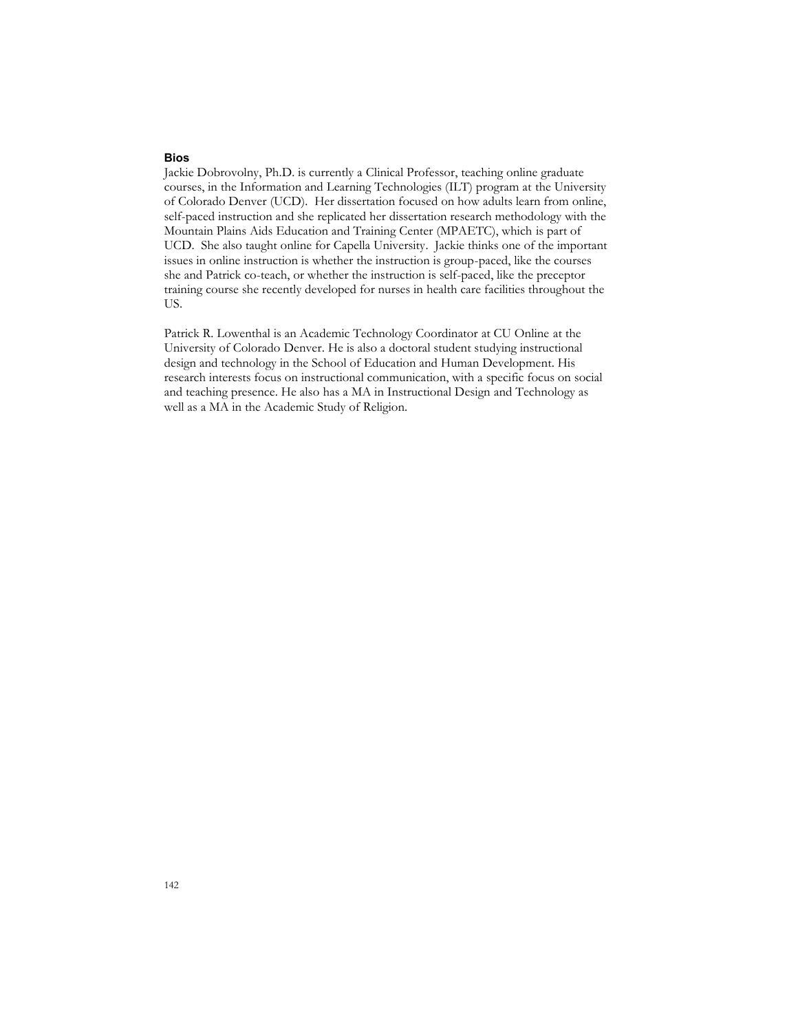## Bios

Jackie Dobrovolny, Ph.D. is currently a Clinical Professor, teaching online graduate courses, in the Information and Learning Technologies (ILT) program at the University of Colorado Denver (UCD). Her dissertation focused on how adults learn from online, self-paced instruction and she replicated her dissertation research methodology with the Mountain Plains Aids Education and Training Center (MPAETC), which is part of UCD. She also taught online for Capella University. Jackie thinks one of the important issues in online instruction is whether the instruction is group-paced, like the courses she and Patrick co-teach, or whether the instruction is self-paced, like the preceptor training course she recently developed for nurses in health care facilities throughout the US.

Patrick R. Lowenthal is an Academic Technology Coordinator at CU Online at the University of Colorado Denver. He is also a doctoral student studying instructional design and technology in the School of Education and Human Development. His research interests focus on instructional communication, with a specific focus on social and teaching presence. He also has a MA in Instructional Design and Technology as well as a MA in the Academic Study of Religion.